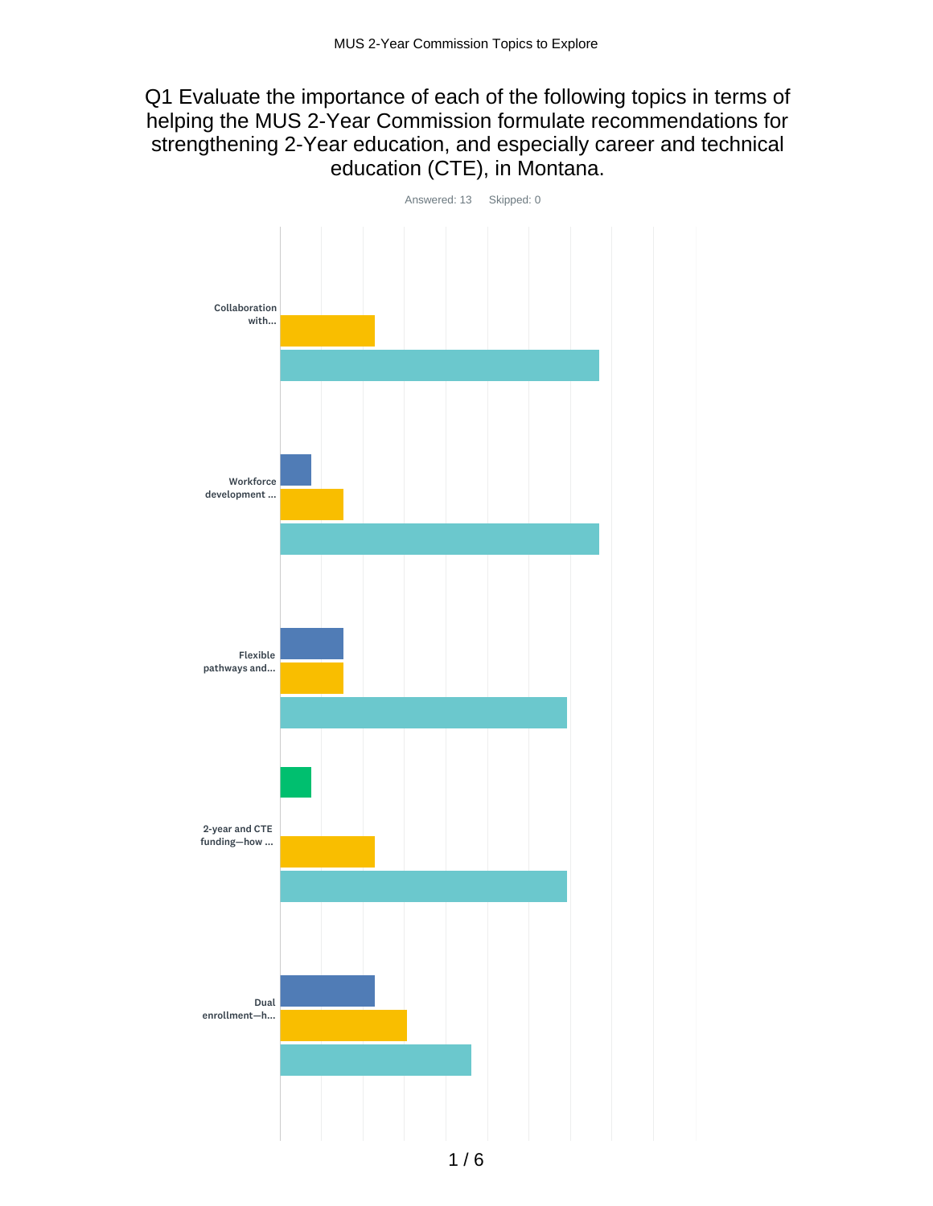MUS 2-Year Commission Topics to Explore

# Q1 Evaluate the importance of each of the following topics in terms of helping the MUS 2-Year Commission formulate recommendations for strengthening 2-Year education, and especially career and technical education (CTE), in Montana.

Answered: 13 Skipped: 0

Collaboration with...

Workforce development ...

Flexible pathways and...

2-year and CTE funding—how ...

Dual enrollment—h...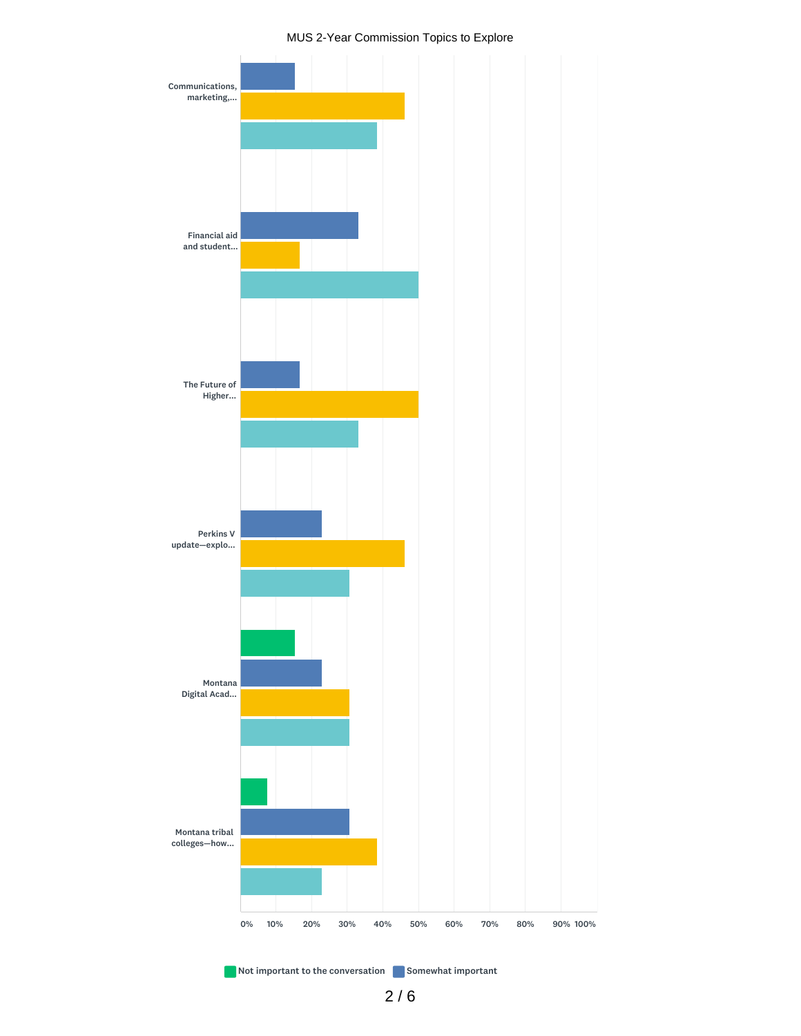MUS 2-Year Commission Topics to Explore

| | Not important to the conversation | Somewhat important | (yellow) | (teal) |
|---|---|---|---|---|
| Communications, marketing,... | | ~15% | ~46% | ~38% |
| Financial aid and student... | | ~33% | ~17% | ~50% |
| The Future of Higher... | | ~17% | ~50% | ~33% |
| Perkins V update—explo... | | ~23% | ~46% | ~31% |
| Montana Digital Acad... | ~15% | ~23% | ~31% | ~31% |
| Montana tribal colleges—how... | ~8% | ~31% | ~38% | ~23% |

0% 10% 20% 30% 40% 50% 60% 70% 80% 90% 100%

Not important to the conversation | Somewhat important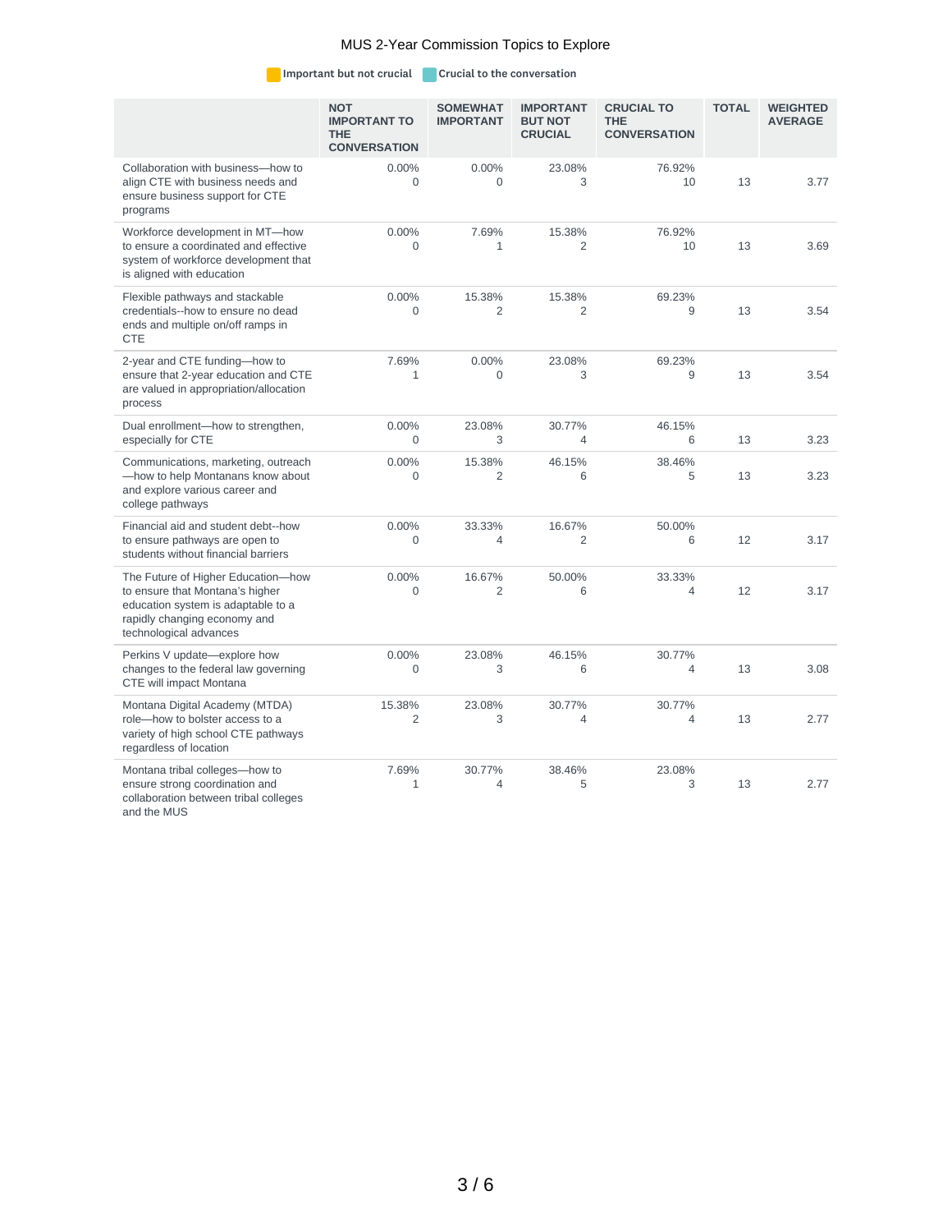# MUS 2-Year Commission Topics to Explore

Important but not crucial  Crucial to the conversation

| | NOT IMPORTANT TO THE CONVERSATION | SOMEWHAT IMPORTANT | IMPORTANT BUT NOT CRUCIAL | CRUCIAL TO THE CONVERSATION | TOTAL | WEIGHTED AVERAGE |
|---|---|---|---|---|---|---|
| Collaboration with business—how to align CTE with business needs and ensure business support for CTE programs | 0.00% 0 | 0.00% 0 | 23.08% 3 | 76.92% 10 | 13 | 3.77 |
| Workforce development in MT—how to ensure a coordinated and effective system of workforce development that is aligned with education | 0.00% 0 | 7.69% 1 | 15.38% 2 | 76.92% 10 | 13 | 3.69 |
| Flexible pathways and stackable credentials--how to ensure no dead ends and multiple on/off ramps in CTE | 0.00% 0 | 15.38% 2 | 15.38% 2 | 69.23% 9 | 13 | 3.54 |
| 2-year and CTE funding—how to ensure that 2-year education and CTE are valued in appropriation/allocation process | 7.69% 1 | 0.00% 0 | 23.08% 3 | 69.23% 9 | 13 | 3.54 |
| Dual enrollment—how to strengthen, especially for CTE | 0.00% 0 | 23.08% 3 | 30.77% 4 | 46.15% 6 | 13 | 3.23 |
| Communications, marketing, outreach —how to help Montanans know about and explore various career and college pathways | 0.00% 0 | 15.38% 2 | 46.15% 6 | 38.46% 5 | 13 | 3.23 |
| Financial aid and student debt--how to ensure pathways are open to students without financial barriers | 0.00% 0 | 33.33% 4 | 16.67% 2 | 50.00% 6 | 12 | 3.17 |
| The Future of Higher Education—how to ensure that Montana's higher education system is adaptable to a rapidly changing economy and technological advances | 0.00% 0 | 16.67% 2 | 50.00% 6 | 33.33% 4 | 12 | 3.17 |
| Perkins V update—explore how changes to the federal law governing CTE will impact Montana | 0.00% 0 | 23.08% 3 | 46.15% 6 | 30.77% 4 | 13 | 3.08 |
| Montana Digital Academy (MTDA) role—how to bolster access to a variety of high school CTE pathways regardless of location | 15.38% 2 | 23.08% 3 | 30.77% 4 | 30.77% 4 | 13 | 2.77 |
| Montana tribal colleges—how to ensure strong coordination and collaboration between tribal colleges and the MUS | 7.69% 1 | 30.77% 4 | 38.46% 5 | 23.08% 3 | 13 | 2.77 |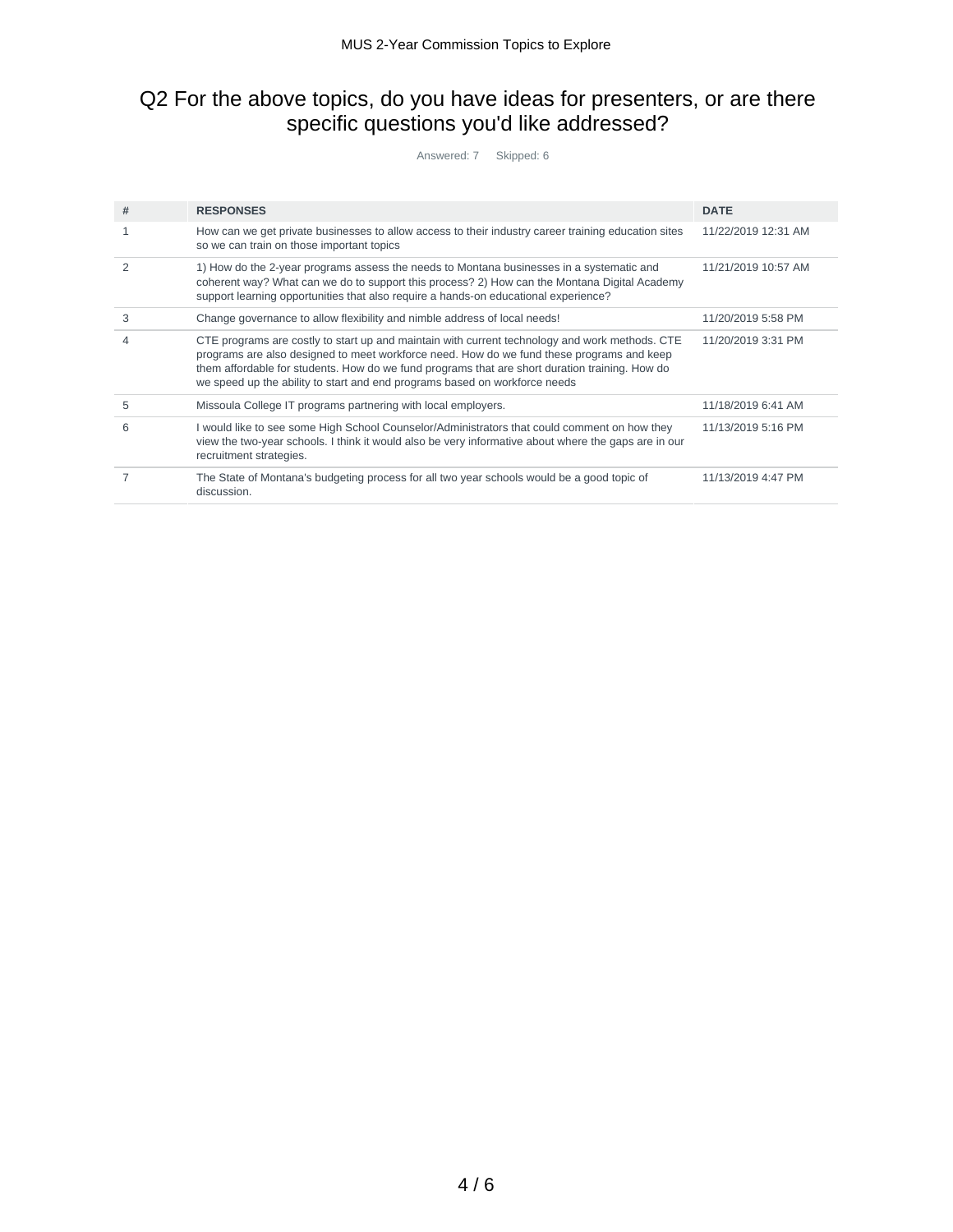## Q2 For the above topics, do you have ideas for presenters, or are there specific questions you'd like addressed?

Answered: 7 Skipped: 6

| # | RESPONSES | DATE |
|---|---|---|
| 1 | How can we get private businesses to allow access to their industry career training education sites so we can train on those important topics | 11/22/2019 12:31 AM |
| 2 | 1) How do the 2-year programs assess the needs to Montana businesses in a systematic and coherent way? What can we do to support this process? 2) How can the Montana Digital Academy support learning opportunities that also require a hands-on educational experience? | 11/21/2019 10:57 AM |
| 3 | Change governance to allow flexibility and nimble address of local needs! | 11/20/2019 5:58 PM |
| 4 | CTE programs are costly to start up and maintain with current technology and work methods. CTE programs are also designed to meet workforce need. How do we fund these programs and keep them affordable for students. How do we fund programs that are short duration training. How do we speed up the ability to start and end programs based on workforce needs | 11/20/2019 3:31 PM |
| 5 | Missoula College IT programs partnering with local employers. | 11/18/2019 6:41 AM |
| 6 | I would like to see some High School Counselor/Administrators that could comment on how they view the two-year schools. I think it would also be very informative about where the gaps are in our recruitment strategies. | 11/13/2019 5:16 PM |
| 7 | The State of Montana's budgeting process for all two year schools would be a good topic of discussion. | 11/13/2019 4:47 PM |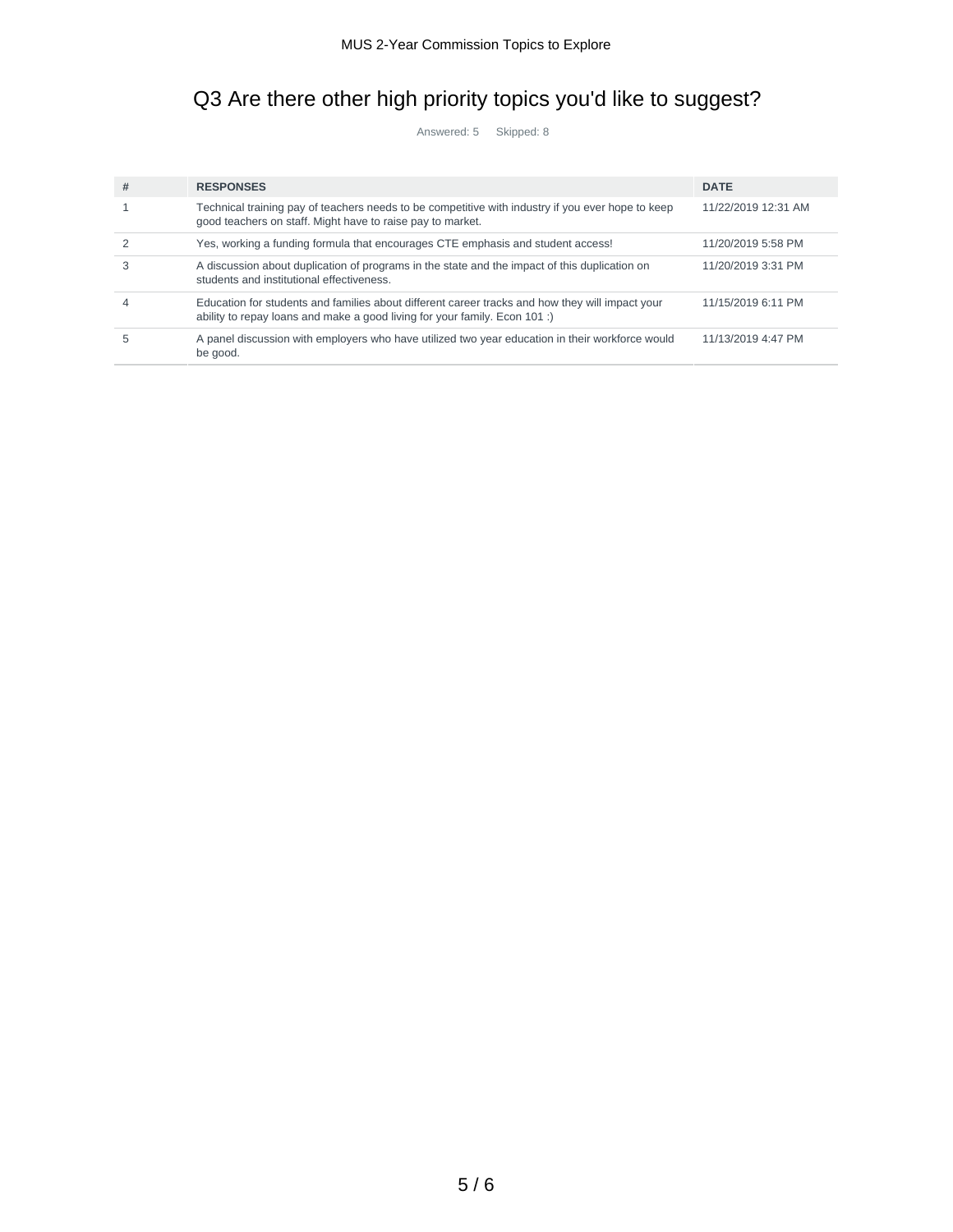# Q3 Are there other high priority topics you'd like to suggest?

Answered: 5 Skipped: 8

| # | RESPONSES | DATE |
|---|---|---|
| 1 | Technical training pay of teachers needs to be competitive with industry if you ever hope to keep good teachers on staff. Might have to raise pay to market. | 11/22/2019 12:31 AM |
| 2 | Yes, working a funding formula that encourages CTE emphasis and student access! | 11/20/2019 5:58 PM |
| 3 | A discussion about duplication of programs in the state and the impact of this duplication on students and institutional effectiveness. | 11/20/2019 3:31 PM |
| 4 | Education for students and families about different career tracks and how they will impact your ability to repay loans and make a good living for your family. Econ 101 :) | 11/15/2019 6:11 PM |
| 5 | A panel discussion with employers who have utilized two year education in their workforce would be good. | 11/13/2019 4:47 PM |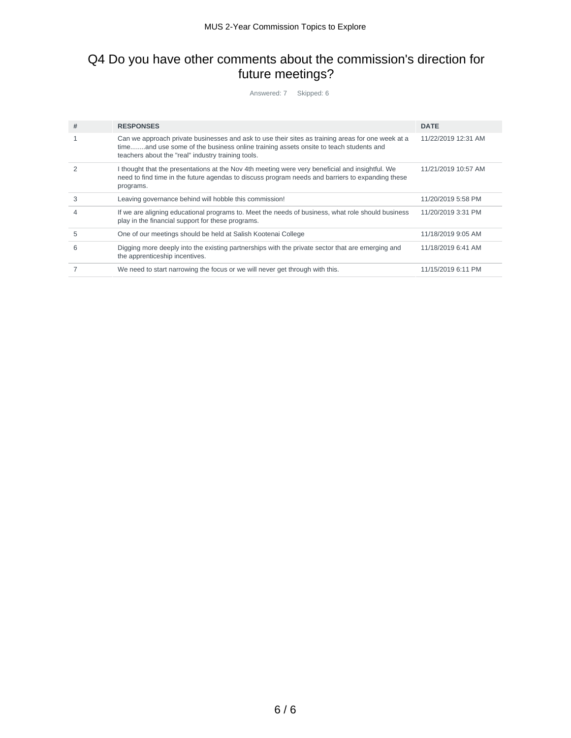## Q4 Do you have other comments about the commission's direction for future meetings?

Answered: 7 Skipped: 6

| # | RESPONSES | DATE |
|---|---|---|
| 1 | Can we approach private businesses and ask to use their sites as training areas for one week at a time........and use some of the business online training assets onsite to teach students and teachers about the "real" industry training tools. | 11/22/2019 12:31 AM |
| 2 | I thought that the presentations at the Nov 4th meeting were very beneficial and insightful. We need to find time in the future agendas to discuss program needs and barriers to expanding these programs. | 11/21/2019 10:57 AM |
| 3 | Leaving governance behind will hobble this commission! | 11/20/2019 5:58 PM |
| 4 | If we are aligning educational programs to. Meet the needs of business, what role should business play in the financial support for these programs. | 11/20/2019 3:31 PM |
| 5 | One of our meetings should be held at Salish Kootenai College | 11/18/2019 9:05 AM |
| 6 | Digging more deeply into the existing partnerships with the private sector that are emerging and the apprenticeship incentives. | 11/18/2019 6:41 AM |
| 7 | We need to start narrowing the focus or we will never get through with this. | 11/15/2019 6:11 PM |